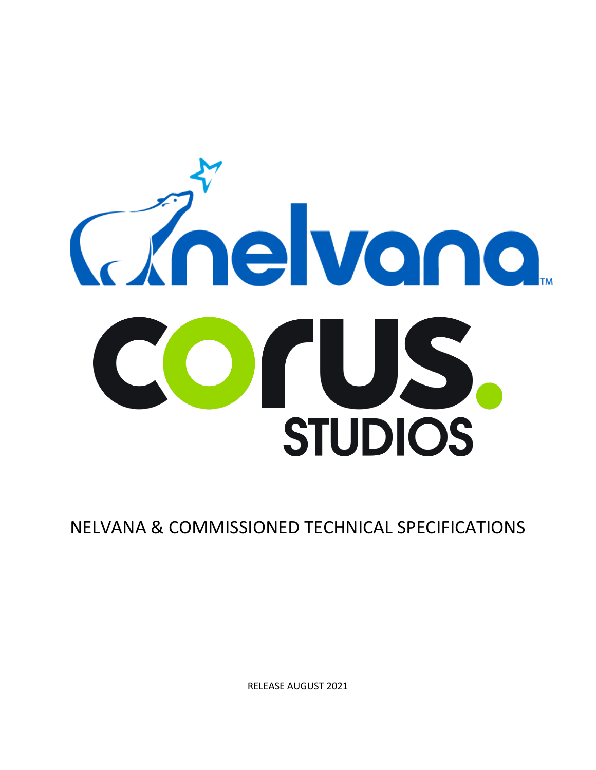# NELVANA & COMMISSIONED TECHNICAL SPECIFICATIONS

RELEASE AUGUST 2021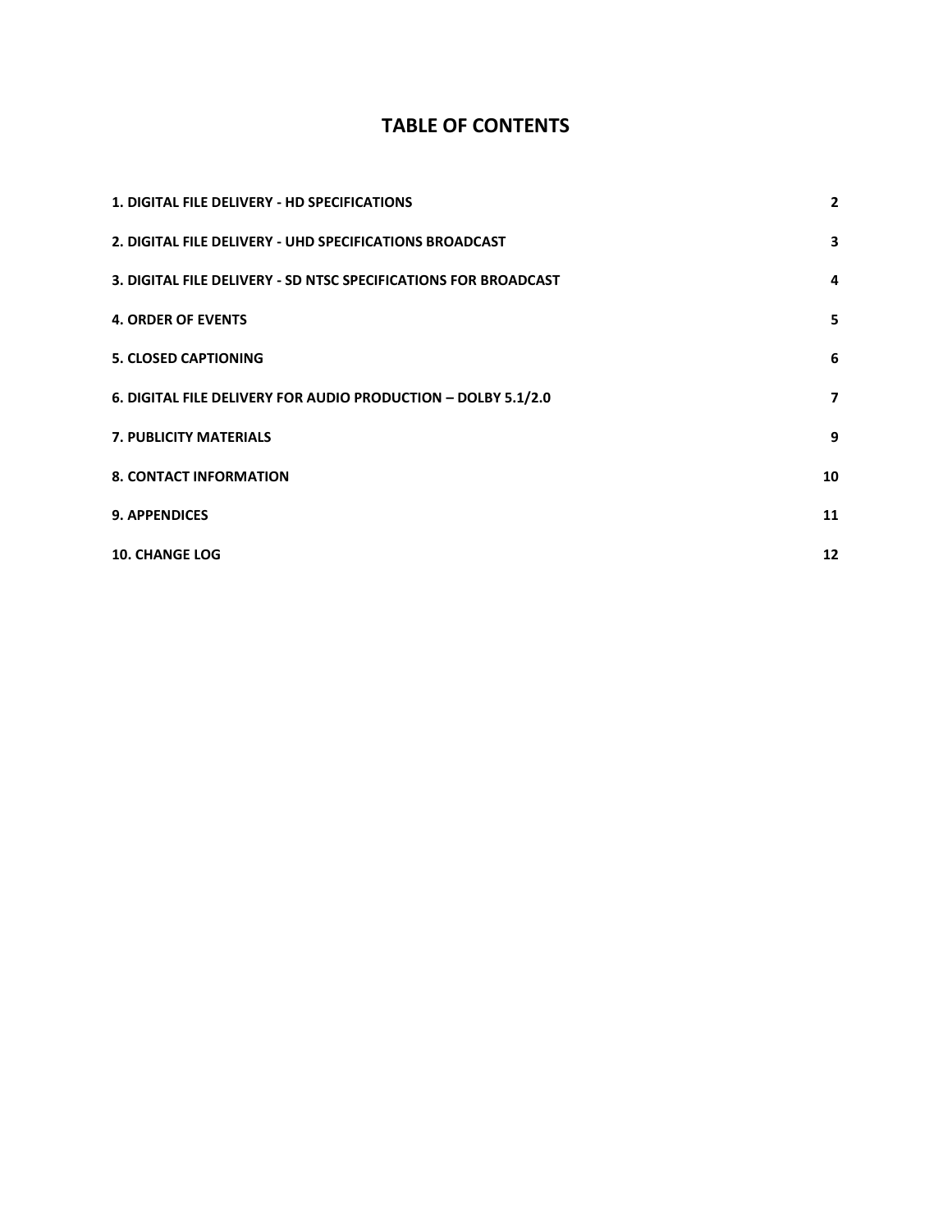# TABLE OF CONTENTS

| | |
|---|---|
| **1. DIGITAL FILE DELIVERY - HD SPECIFICATIONS** | **2** |
| **2. DIGITAL FILE DELIVERY - UHD SPECIFICATIONS BROADCAST** | **3** |
| **3. DIGITAL FILE DELIVERY - SD NTSC SPECIFICATIONS FOR BROADCAST** | **4** |
| **4. ORDER OF EVENTS** | **5** |
| **5. CLOSED CAPTIONING** | **6** |
| **6. DIGITAL FILE DELIVERY FOR AUDIO PRODUCTION – DOLBY 5.1/2.0** | **7** |
| **7. PUBLICITY MATERIALS** | **9** |
| **8. CONTACT INFORMATION** | **10** |
| **9. APPENDICES** | **11** |
| **10. CHANGE LOG** | **12** |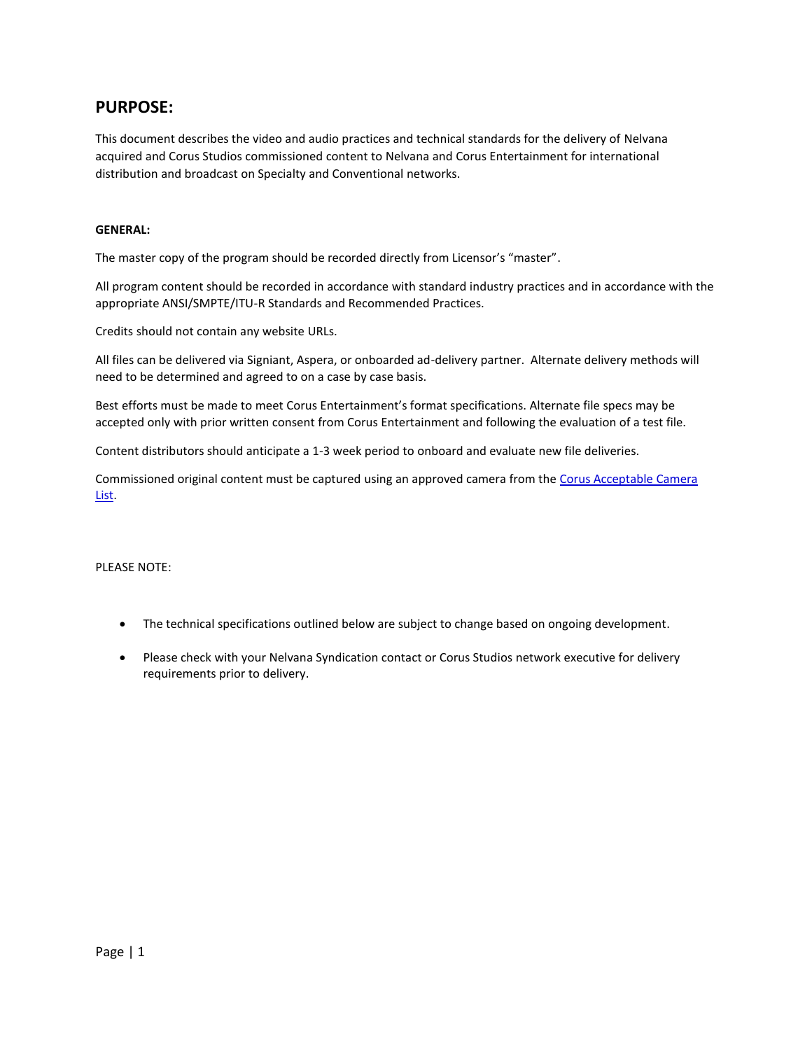## PURPOSE:

This document describes the video and audio practices and technical standards for the delivery of Nelvana acquired and Corus Studios commissioned content to Nelvana and Corus Entertainment for international distribution and broadcast on Specialty and Conventional networks.

**GENERAL:**

The master copy of the program should be recorded directly from Licensor's "master".

All program content should be recorded in accordance with standard industry practices and in accordance with the appropriate ANSI/SMPTE/ITU-R Standards and Recommended Practices.

Credits should not contain any website URLs.

All files can be delivered via Signiant, Aspera, or onboarded ad-delivery partner. Alternate delivery methods will need to be determined and agreed to on a case by case basis.

Best efforts must be made to meet Corus Entertainment's format specifications. Alternate file specs may be accepted only with prior written consent from Corus Entertainment and following the evaluation of a test file.

Content distributors should anticipate a 1-3 week period to onboard and evaluate new file deliveries.

Commissioned original content must be captured using an approved camera from the Corus Acceptable Camera List.

PLEASE NOTE:

- The technical specifications outlined below are subject to change based on ongoing development.
- Please check with your Nelvana Syndication contact or Corus Studios network executive for delivery requirements prior to delivery.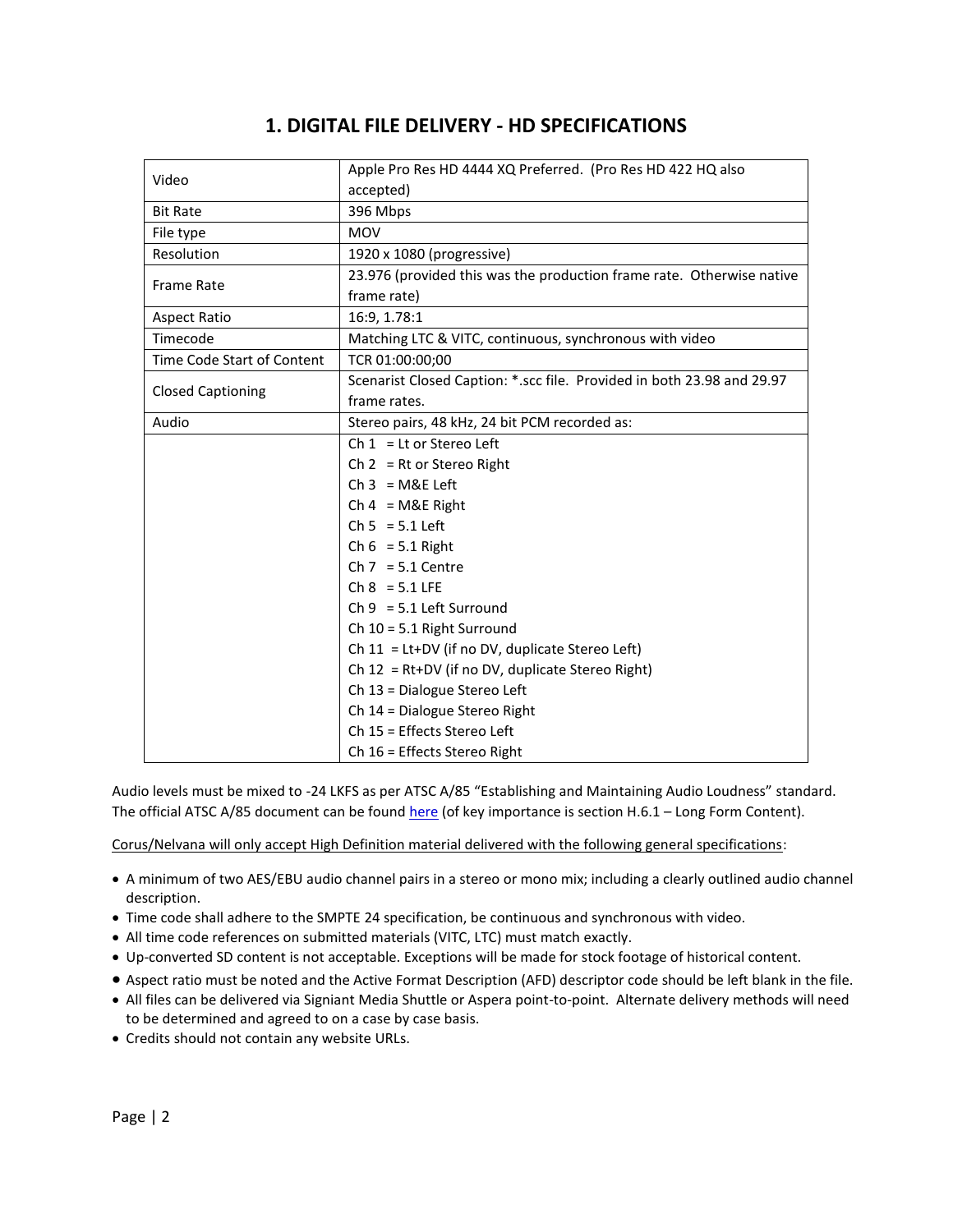# 1. DIGITAL FILE DELIVERY - HD SPECIFICATIONS

| | |
|---|---|
| Video | Apple Pro Res HD 4444 XQ Preferred. (Pro Res HD 422 HQ also accepted) |
| Bit Rate | 396 Mbps |
| File type | MOV |
| Resolution | 1920 x 1080 (progressive) |
| Frame Rate | 23.976 (provided this was the production frame rate. Otherwise native frame rate) |
| Aspect Ratio | 16:9, 1.78:1 |
| Timecode | Matching LTC & VITC, continuous, synchronous with video |
| Time Code Start of Content | TCR 01:00:00;00 |
| Closed Captioning | Scenarist Closed Caption: *.scc file. Provided in both 23.98 and 29.97 frame rates. |
| Audio | Stereo pairs, 48 kHz, 24 bit PCM recorded as: |
| | Ch 1 = Lt or Stereo Left<br>Ch 2 = Rt or Stereo Right<br>Ch 3 = M&E Left<br>Ch 4 = M&E Right<br>Ch 5 = 5.1 Left<br>Ch 6 = 5.1 Right<br>Ch 7 = 5.1 Centre<br>Ch 8 = 5.1 LFE<br>Ch 9 = 5.1 Left Surround<br>Ch 10 = 5.1 Right Surround<br>Ch 11 = Lt+DV (if no DV, duplicate Stereo Left)<br>Ch 12 = Rt+DV (if no DV, duplicate Stereo Right)<br>Ch 13 = Dialogue Stereo Left<br>Ch 14 = Dialogue Stereo Right<br>Ch 15 = Effects Stereo Left<br>Ch 16 = Effects Stereo Right |

Audio levels must be mixed to -24 LKFS as per ATSC A/85 "Establishing and Maintaining Audio Loudness" standard. The official ATSC A/85 document can be found here (of key importance is section H.6.1 – Long Form Content).

Corus/Nelvana will only accept High Definition material delivered with the following general specifications:

- A minimum of two AES/EBU audio channel pairs in a stereo or mono mix; including a clearly outlined audio channel description.
- Time code shall adhere to the SMPTE 24 specification, be continuous and synchronous with video.
- All time code references on submitted materials (VITC, LTC) must match exactly.
- Up-converted SD content is not acceptable. Exceptions will be made for stock footage of historical content.
- Aspect ratio must be noted and the Active Format Description (AFD) descriptor code should be left blank in the file.
- All files can be delivered via Signiant Media Shuttle or Aspera point-to-point. Alternate delivery methods will need to be determined and agreed to on a case by case basis.
- Credits should not contain any website URLs.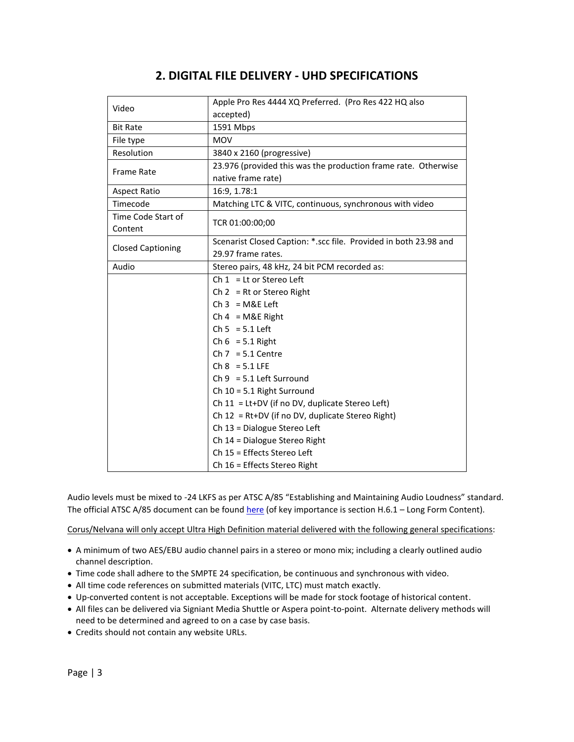# 2. DIGITAL FILE DELIVERY - UHD SPECIFICATIONS

| | |
|---|---|
| Video | Apple Pro Res 4444 XQ Preferred. (Pro Res 422 HQ also accepted) |
| Bit Rate | 1591 Mbps |
| File type | MOV |
| Resolution | 3840 x 2160 (progressive) |
| Frame Rate | 23.976 (provided this was the production frame rate. Otherwise native frame rate) |
| Aspect Ratio | 16:9, 1.78:1 |
| Timecode | Matching LTC & VITC, continuous, synchronous with video |
| Time Code Start of Content | TCR 01:00:00;00 |
| Closed Captioning | Scenarist Closed Caption: *.scc file. Provided in both 23.98 and 29.97 frame rates. |
| Audio | Stereo pairs, 48 kHz, 24 bit PCM recorded as: |
| | Ch 1 = Lt or Stereo Left<br>Ch 2 = Rt or Stereo Right<br>Ch 3 = M&E Left<br>Ch 4 = M&E Right<br>Ch 5 = 5.1 Left<br>Ch 6 = 5.1 Right<br>Ch 7 = 5.1 Centre<br>Ch 8 = 5.1 LFE<br>Ch 9 = 5.1 Left Surround<br>Ch 10 = 5.1 Right Surround<br>Ch 11 = Lt+DV (if no DV, duplicate Stereo Left)<br>Ch 12 = Rt+DV (if no DV, duplicate Stereo Right)<br>Ch 13 = Dialogue Stereo Left<br>Ch 14 = Dialogue Stereo Right<br>Ch 15 = Effects Stereo Left<br>Ch 16 = Effects Stereo Right |

Audio levels must be mixed to -24 LKFS as per ATSC A/85 "Establishing and Maintaining Audio Loudness" standard. The official ATSC A/85 document can be found here (of key importance is section H.6.1 – Long Form Content).

Corus/Nelvana will only accept Ultra High Definition material delivered with the following general specifications:

- A minimum of two AES/EBU audio channel pairs in a stereo or mono mix; including a clearly outlined audio channel description.
- Time code shall adhere to the SMPTE 24 specification, be continuous and synchronous with video.
- All time code references on submitted materials (VITC, LTC) must match exactly.
- Up-converted content is not acceptable. Exceptions will be made for stock footage of historical content.
- All files can be delivered via Signiant Media Shuttle or Aspera point-to-point. Alternate delivery methods will need to be determined and agreed to on a case by case basis.
- Credits should not contain any website URLs.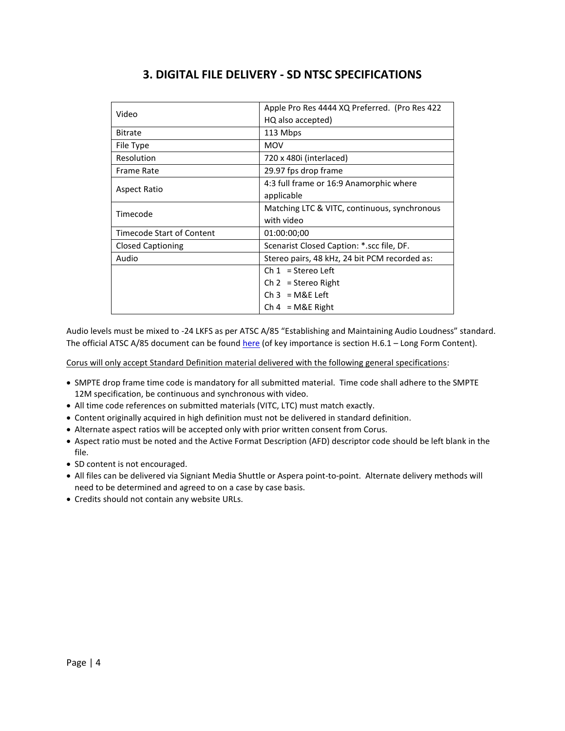## 3. DIGITAL FILE DELIVERY - SD NTSC SPECIFICATIONS

| | |
|---|---|
| Video | Apple Pro Res 4444 XQ Preferred. (Pro Res 422 HQ also accepted) |
| Bitrate | 113 Mbps |
| File Type | MOV |
| Resolution | 720 x 480i (interlaced) |
| Frame Rate | 29.97 fps drop frame |
| Aspect Ratio | 4:3 full frame or 16:9 Anamorphic where applicable |
| Timecode | Matching LTC & VITC, continuous, synchronous with video |
| Timecode Start of Content | 01:00:00;00 |
| Closed Captioning | Scenarist Closed Caption: *.scc file, DF. |
| Audio | Stereo pairs, 48 kHz, 24 bit PCM recorded as: |
| | Ch 1 = Stereo Left<br>Ch 2 = Stereo Right<br>Ch 3 = M&E Left<br>Ch 4 = M&E Right |

Audio levels must be mixed to -24 LKFS as per ATSC A/85 "Establishing and Maintaining Audio Loudness" standard. The official ATSC A/85 document can be found here (of key importance is section H.6.1 – Long Form Content).

Corus will only accept Standard Definition material delivered with the following general specifications:

- SMPTE drop frame time code is mandatory for all submitted material. Time code shall adhere to the SMPTE 12M specification, be continuous and synchronous with video.
- All time code references on submitted materials (VITC, LTC) must match exactly.
- Content originally acquired in high definition must not be delivered in standard definition.
- Alternate aspect ratios will be accepted only with prior written consent from Corus.
- Aspect ratio must be noted and the Active Format Description (AFD) descriptor code should be left blank in the file.
- SD content is not encouraged.
- All files can be delivered via Signiant Media Shuttle or Aspera point-to-point. Alternate delivery methods will need to be determined and agreed to on a case by case basis.
- Credits should not contain any website URLs.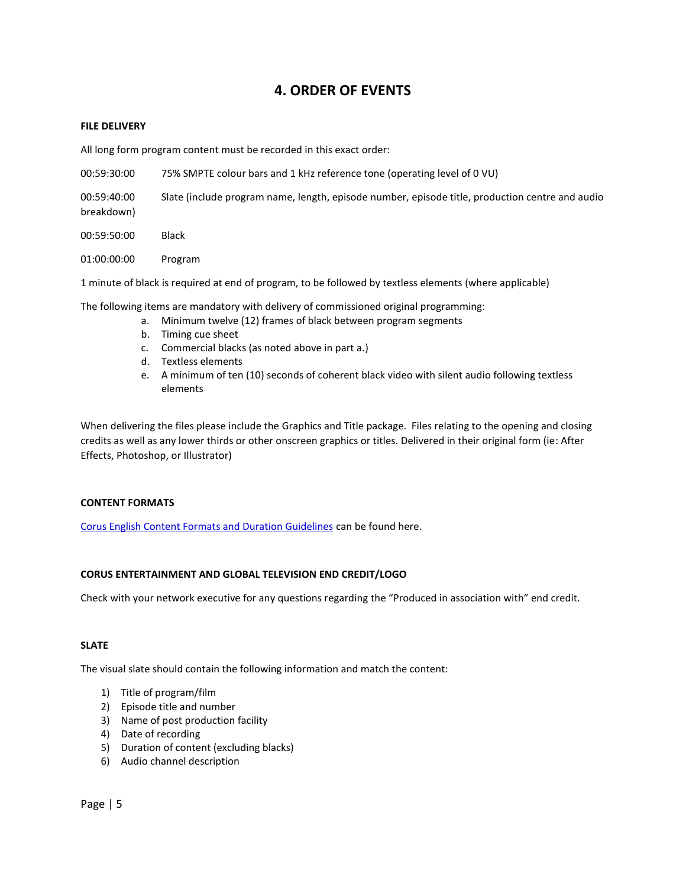# 4. ORDER OF EVENTS

**FILE DELIVERY**

All long form program content must be recorded in this exact order:

00:59:30:00 75% SMPTE colour bars and 1 kHz reference tone (operating level of 0 VU)

00:59:40:00 Slate (include program name, length, episode number, episode title, production centre and audio breakdown)

00:59:50:00 Black

01:00:00:00 Program

1 minute of black is required at end of program, to be followed by textless elements (where applicable)

The following items are mandatory with delivery of commissioned original programming:

a. Minimum twelve (12) frames of black between program segments
b. Timing cue sheet
c. Commercial blacks (as noted above in part a.)
d. Textless elements
e. A minimum of ten (10) seconds of coherent black video with silent audio following textless elements

When delivering the files please include the Graphics and Title package. Files relating to the opening and closing credits as well as any lower thirds or other onscreen graphics or titles. Delivered in their original form (ie: After Effects, Photoshop, or Illustrator)

**CONTENT FORMATS**

Corus English Content Formats and Duration Guidelines can be found here.

**CORUS ENTERTAINMENT AND GLOBAL TELEVISION END CREDIT/LOGO**

Check with your network executive for any questions regarding the "Produced in association with" end credit.

**SLATE**

The visual slate should contain the following information and match the content:

1) Title of program/film
2) Episode title and number
3) Name of post production facility
4) Date of recording
5) Duration of content (excluding blacks)
6) Audio channel description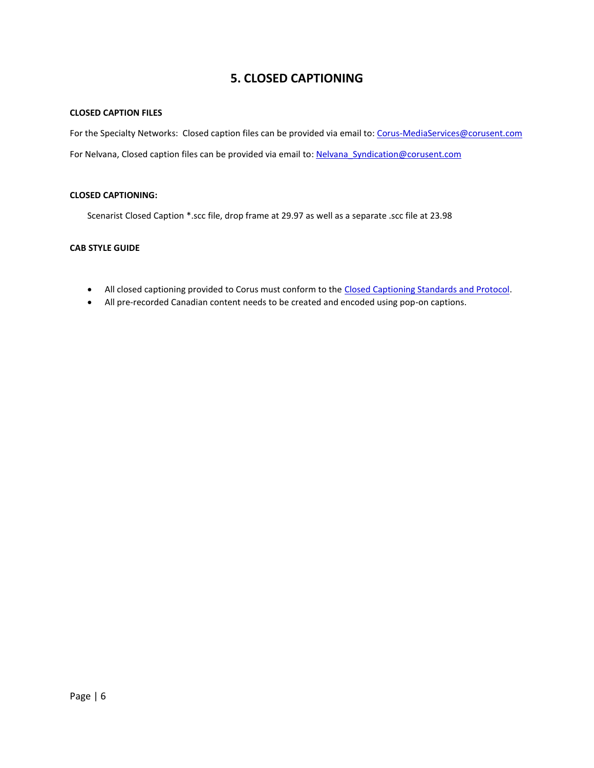# 5. CLOSED CAPTIONING

**CLOSED CAPTION FILES**

For the Specialty Networks: Closed caption files can be provided via email to: [Corus-MediaServices@corusent.com](mailto:Corus-MediaServices@corusent.com)

For Nelvana, Closed caption files can be provided via email to: [Nelvana_Syndication@corusent.com](mailto:Nelvana_Syndication@corusent.com)

**CLOSED CAPTIONING:**

Scenarist Closed Caption *.scc file, drop frame at 29.97 as well as a separate .scc file at 23.98

**CAB STYLE GUIDE**

- All closed captioning provided to Corus must conform to the Closed Captioning Standards and Protocol.
- All pre-recorded Canadian content needs to be created and encoded using pop-on captions.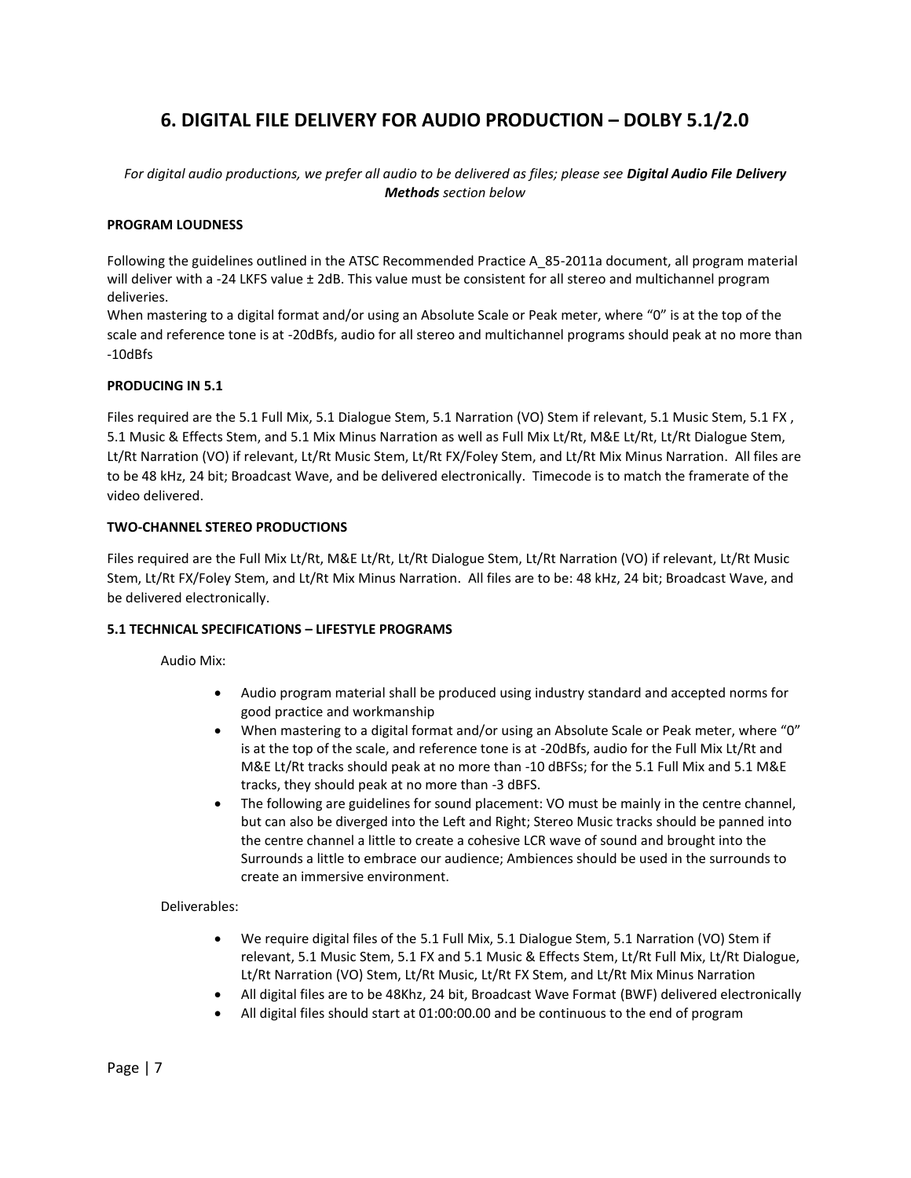## 6. DIGITAL FILE DELIVERY FOR AUDIO PRODUCTION – DOLBY 5.1/2.0

*For digital audio productions, we prefer all audio to be delivered as files; please see **Digital Audio File Delivery Methods** section below*

**PROGRAM LOUDNESS**

Following the guidelines outlined in the ATSC Recommended Practice A_85-2011a document, all program material will deliver with a -24 LKFS value ± 2dB. This value must be consistent for all stereo and multichannel program deliveries.
When mastering to a digital format and/or using an Absolute Scale or Peak meter, where "0" is at the top of the scale and reference tone is at -20dBfs, audio for all stereo and multichannel programs should peak at no more than -10dBfs

**PRODUCING IN 5.1**

Files required are the 5.1 Full Mix, 5.1 Dialogue Stem, 5.1 Narration (VO) Stem if relevant, 5.1 Music Stem, 5.1 FX , 5.1 Music & Effects Stem, and 5.1 Mix Minus Narration as well as Full Mix Lt/Rt, M&E Lt/Rt, Lt/Rt Dialogue Stem, Lt/Rt Narration (VO) if relevant, Lt/Rt Music Stem, Lt/Rt FX/Foley Stem, and Lt/Rt Mix Minus Narration. All files are to be 48 kHz, 24 bit; Broadcast Wave, and be delivered electronically. Timecode is to match the framerate of the video delivered.

**TWO-CHANNEL STEREO PRODUCTIONS**

Files required are the Full Mix Lt/Rt, M&E Lt/Rt, Lt/Rt Dialogue Stem, Lt/Rt Narration (VO) if relevant, Lt/Rt Music Stem, Lt/Rt FX/Foley Stem, and Lt/Rt Mix Minus Narration. All files are to be: 48 kHz, 24 bit; Broadcast Wave, and be delivered electronically.

**5.1 TECHNICAL SPECIFICATIONS – LIFESTYLE PROGRAMS**

Audio Mix:

- Audio program material shall be produced using industry standard and accepted norms for good practice and workmanship
- When mastering to a digital format and/or using an Absolute Scale or Peak meter, where "0" is at the top of the scale, and reference tone is at -20dBfs, audio for the Full Mix Lt/Rt and M&E Lt/Rt tracks should peak at no more than -10 dBFSs; for the 5.1 Full Mix and 5.1 M&E tracks, they should peak at no more than -3 dBFS.
- The following are guidelines for sound placement: VO must be mainly in the centre channel, but can also be diverged into the Left and Right; Stereo Music tracks should be panned into the centre channel a little to create a cohesive LCR wave of sound and brought into the Surrounds a little to embrace our audience; Ambiences should be used in the surrounds to create an immersive environment.

Deliverables:

- We require digital files of the 5.1 Full Mix, 5.1 Dialogue Stem, 5.1 Narration (VO) Stem if relevant, 5.1 Music Stem, 5.1 FX and 5.1 Music & Effects Stem, Lt/Rt Full Mix, Lt/Rt Dialogue, Lt/Rt Narration (VO) Stem, Lt/Rt Music, Lt/Rt FX Stem, and Lt/Rt Mix Minus Narration
- All digital files are to be 48Khz, 24 bit, Broadcast Wave Format (BWF) delivered electronically
- All digital files should start at 01:00:00.00 and be continuous to the end of program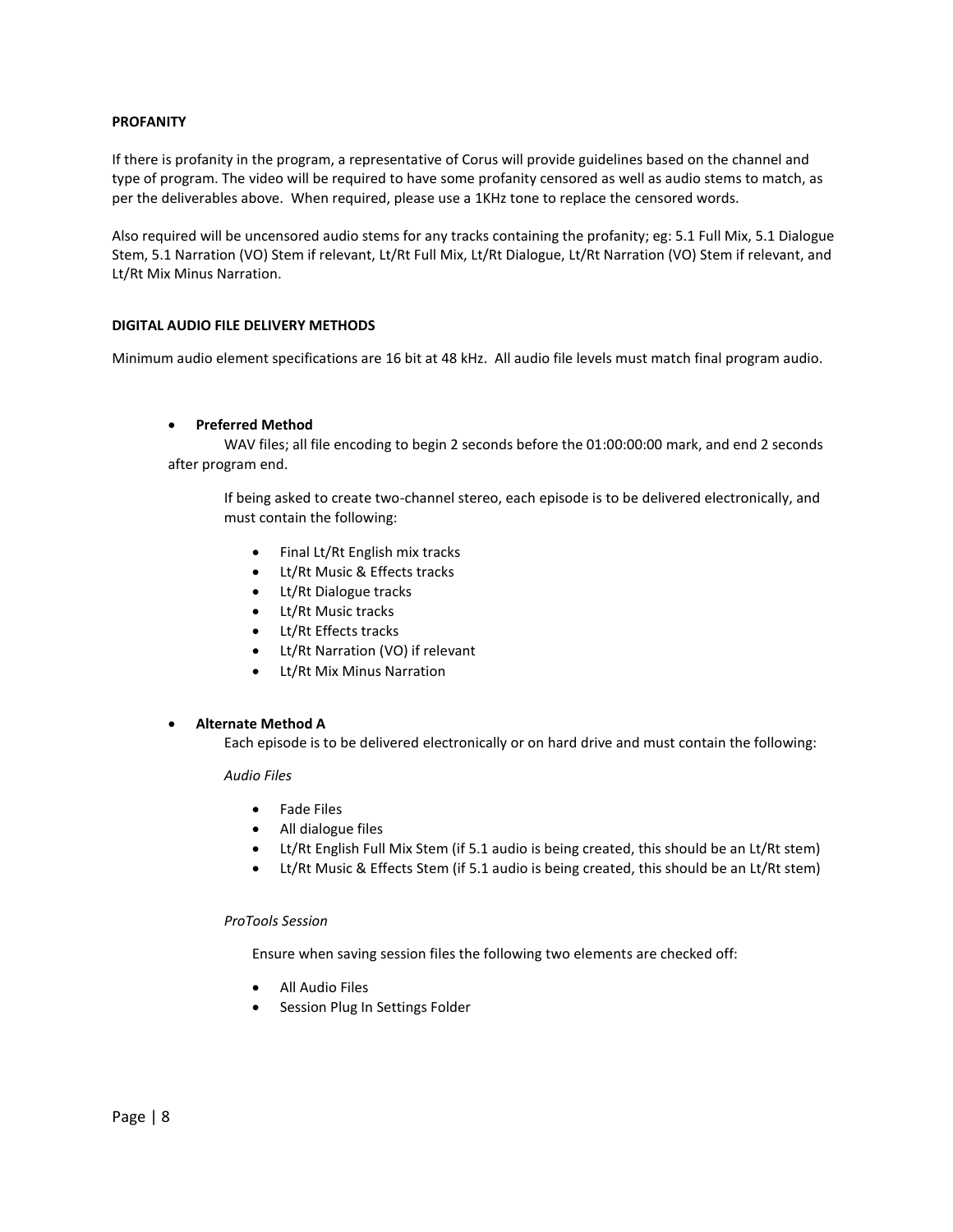**PROFANITY**

If there is profanity in the program, a representative of Corus will provide guidelines based on the channel and type of program. The video will be required to have some profanity censored as well as audio stems to match, as per the deliverables above. When required, please use a 1KHz tone to replace the censored words.

Also required will be uncensored audio stems for any tracks containing the profanity; eg: 5.1 Full Mix, 5.1 Dialogue Stem, 5.1 Narration (VO) Stem if relevant, Lt/Rt Full Mix, Lt/Rt Dialogue, Lt/Rt Narration (VO) Stem if relevant, and Lt/Rt Mix Minus Narration.

**DIGITAL AUDIO FILE DELIVERY METHODS**

Minimum audio element specifications are 16 bit at 48 kHz. All audio file levels must match final program audio.

- **Preferred Method**

  WAV files; all file encoding to begin 2 seconds before the 01:00:00:00 mark, and end 2 seconds after program end.

  If being asked to create two-channel stereo, each episode is to be delivered electronically, and must contain the following:

  - Final Lt/Rt English mix tracks
  - Lt/Rt Music & Effects tracks
  - Lt/Rt Dialogue tracks
  - Lt/Rt Music tracks
  - Lt/Rt Effects tracks
  - Lt/Rt Narration (VO) if relevant
  - Lt/Rt Mix Minus Narration

- **Alternate Method A**

  Each episode is to be delivered electronically or on hard drive and must contain the following:

  *Audio Files*

  - Fade Files
  - All dialogue files
  - Lt/Rt English Full Mix Stem (if 5.1 audio is being created, this should be an Lt/Rt stem)
  - Lt/Rt Music & Effects Stem (if 5.1 audio is being created, this should be an Lt/Rt stem)

  *ProTools Session*

  Ensure when saving session files the following two elements are checked off:

  - All Audio Files
  - Session Plug In Settings Folder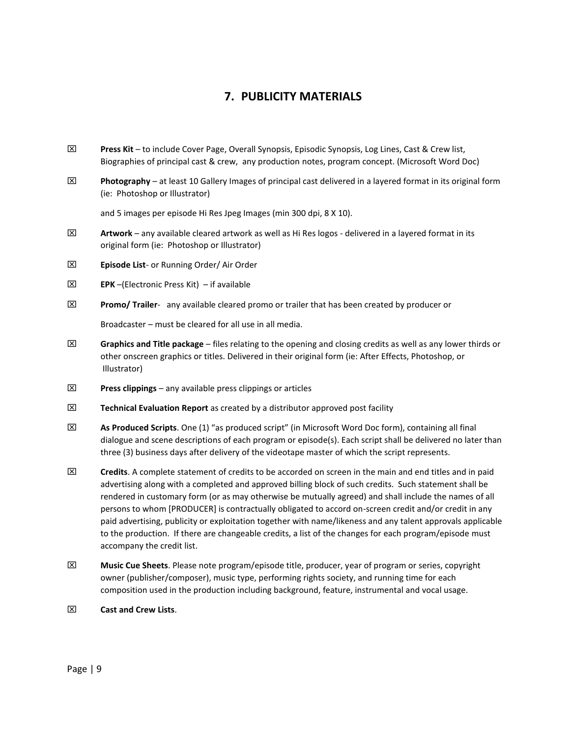## 7. PUBLICITY MATERIALS

☒ **Press Kit** – to include Cover Page, Overall Synopsis, Episodic Synopsis, Log Lines, Cast & Crew list, Biographies of principal cast & crew, any production notes, program concept. (Microsoft Word Doc)

☒ **Photography** – at least 10 Gallery Images of principal cast delivered in a layered format in its original form (ie: Photoshop or Illustrator)

and 5 images per episode Hi Res Jpeg Images (min 300 dpi, 8 X 10).

☒ **Artwork** – any available cleared artwork as well as Hi Res logos - delivered in a layered format in its original form (ie: Photoshop or Illustrator)

☒ **Episode List**- or Running Order/ Air Order

☒ **EPK** –(Electronic Press Kit) – if available

☒ **Promo/ Trailer**- any available cleared promo or trailer that has been created by producer or

Broadcaster – must be cleared for all use in all media.

☒ **Graphics and Title package** – files relating to the opening and closing credits as well as any lower thirds or other onscreen graphics or titles. Delivered in their original form (ie: After Effects, Photoshop, or Illustrator)

☒ **Press clippings** – any available press clippings or articles

☒ **Technical Evaluation Report** as created by a distributor approved post facility

☒ **As Produced Scripts**. One (1) "as produced script" (in Microsoft Word Doc form), containing all final dialogue and scene descriptions of each program or episode(s). Each script shall be delivered no later than three (3) business days after delivery of the videotape master of which the script represents.

☒ **Credits**. A complete statement of credits to be accorded on screen in the main and end titles and in paid advertising along with a completed and approved billing block of such credits. Such statement shall be rendered in customary form (or as may otherwise be mutually agreed) and shall include the names of all persons to whom [PRODUCER] is contractually obligated to accord on-screen credit and/or credit in any paid advertising, publicity or exploitation together with name/likeness and any talent approvals applicable to the production. If there are changeable credits, a list of the changes for each program/episode must accompany the credit list.

☒ **Music Cue Sheets**. Please note program/episode title, producer, year of program or series, copyright owner (publisher/composer), music type, performing rights society, and running time for each composition used in the production including background, feature, instrumental and vocal usage.

☒ **Cast and Crew Lists**.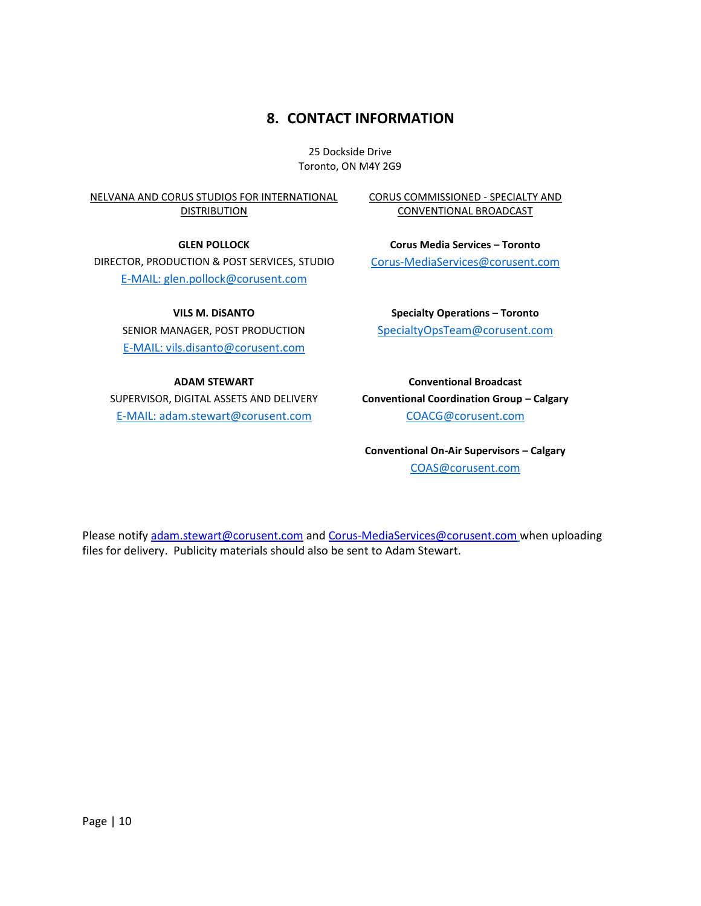## 8. CONTACT INFORMATION

25 Dockside Drive
Toronto, ON M4Y 2G9

NELVANA AND CORUS STUDIOS FOR INTERNATIONAL DISTRIBUTION

**GLEN POLLOCK**
DIRECTOR, PRODUCTION & POST SERVICES, STUDIO
E-MAIL: glen.pollock@corusent.com

**VILS M. DiSANTO**
SENIOR MANAGER, POST PRODUCTION
E-MAIL: vils.disanto@corusent.com

**ADAM STEWART**
SUPERVISOR, DIGITAL ASSETS AND DELIVERY
E-MAIL: adam.stewart@corusent.com

CORUS COMMISSIONED - SPECIALTY AND CONVENTIONAL BROADCAST

**Corus Media Services – Toronto**
Corus-MediaServices@corusent.com

**Specialty Operations – Toronto**
SpecialtyOpsTeam@corusent.com

**Conventional Broadcast**
**Conventional Coordination Group – Calgary**
COACG@corusent.com

**Conventional On-Air Supervisors – Calgary**
COAS@corusent.com

Please notify adam.stewart@corusent.com and Corus-MediaServices@corusent.com when uploading files for delivery. Publicity materials should also be sent to Adam Stewart.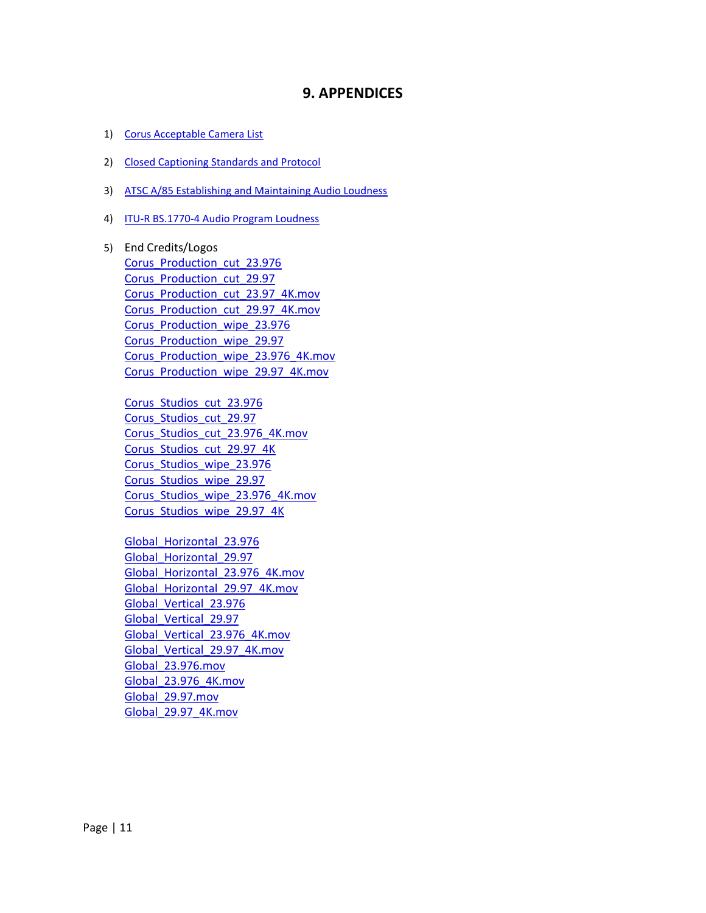# 9. APPENDICES

1) Corus Acceptable Camera List

2) Closed Captioning Standards and Protocol

3) ATSC A/85 Establishing and Maintaining Audio Loudness

4) ITU-R BS.1770-4 Audio Program Loudness

5) End Credits/Logos
   Corus_Production_cut_23.976
   Corus_Production_cut_29.97
   Corus_Production_cut_23.97_4K.mov
   Corus_Production_cut_29.97_4K.mov
   Corus_Production_wipe_23.976
   Corus_Production_wipe_29.97
   Corus_Production_wipe_23.976_4K.mov
   Corus_Production_wipe_29.97_4K.mov

   Corus_Studios_cut_23.976
   Corus_Studios_cut_29.97
   Corus_Studios_cut_23.976_4K.mov
   Corus_Studios_cut_29.97_4K
   Corus_Studios_wipe_23.976
   Corus_Studios_wipe_29.97
   Corus_Studios_wipe_23.976_4K.mov
   Corus_Studios_wipe_29.97_4K

   Global_Horizontal_23.976
   Global_Horizontal_29.97
   Global_Horizontal_23.976_4K.mov
   Global_Horizontal_29.97_4K.mov
   Global_Vertical_23.976
   Global_Vertical_29.97
   Global_Vertical_23.976_4K.mov
   Global_Vertical_29.97_4K.mov
   Global_23.976.mov
   Global_23.976_4K.mov
   Global_29.97.mov
   Global_29.97_4K.mov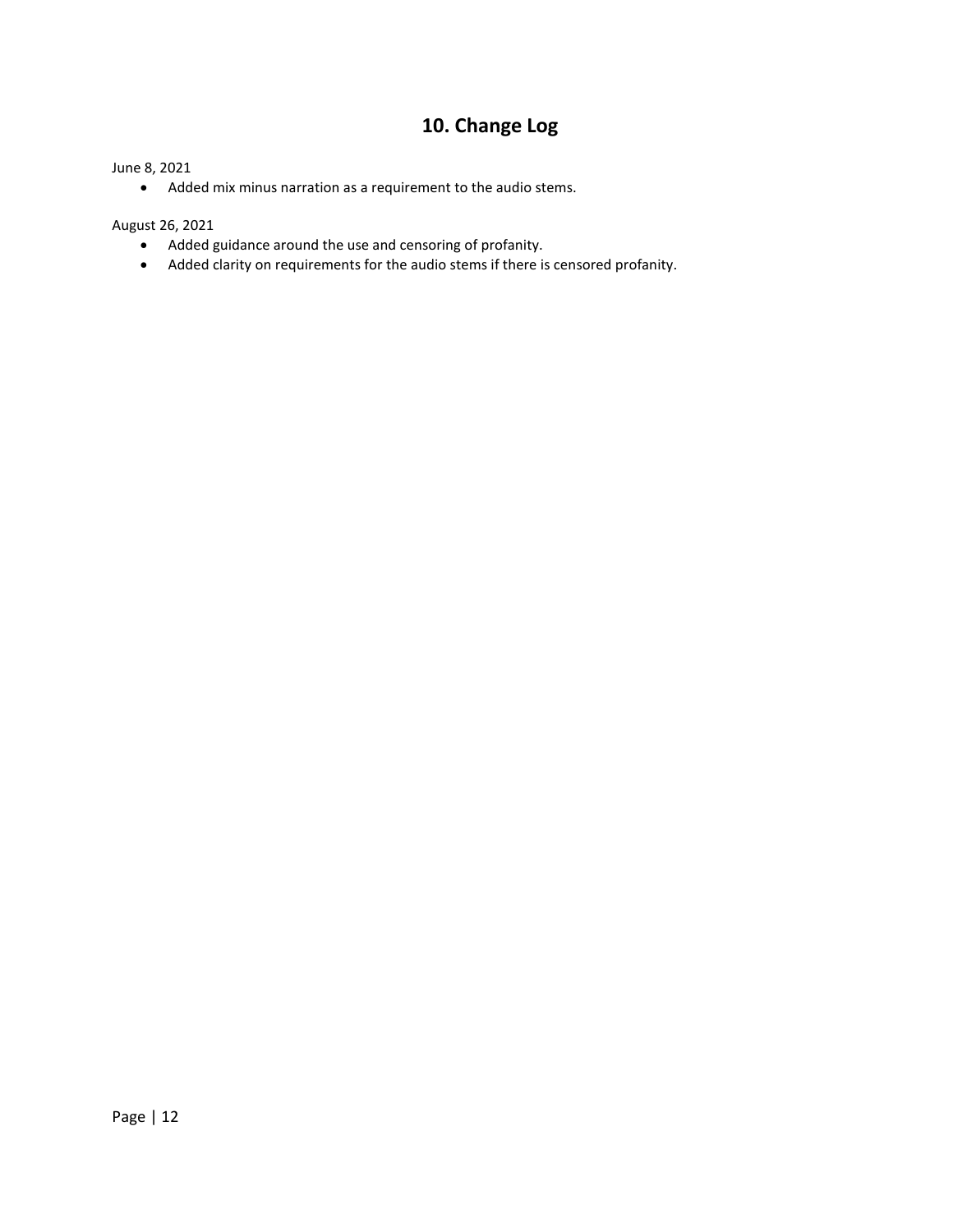# 10. Change Log

June 8, 2021

- Added mix minus narration as a requirement to the audio stems.

August 26, 2021

- Added guidance around the use and censoring of profanity.
- Added clarity on requirements for the audio stems if there is censored profanity.